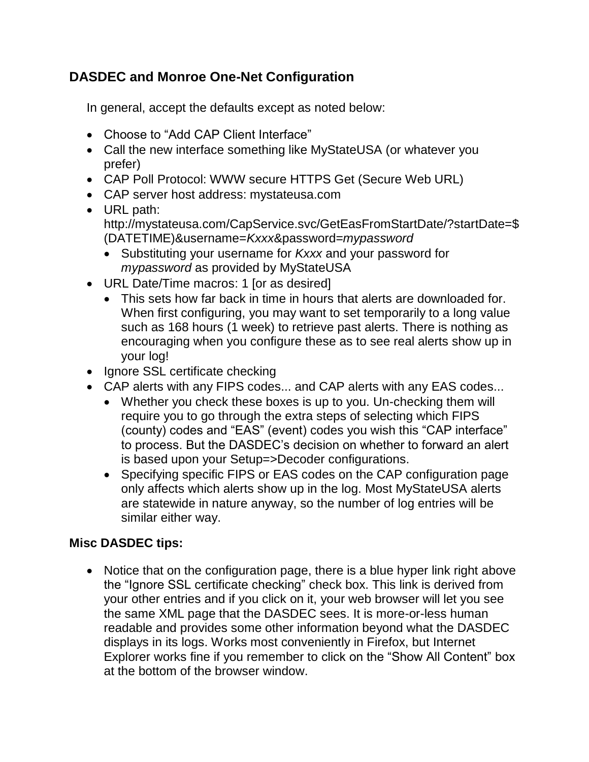## DASDEC and Monroe One-Net Configuration

In general, accept the defaults except as noted below:

- Choose to "Add CAP Client Interface"
- Call the new interface something like MyStateUSA (or whatever you prefer)
- CAP Poll Protocol: WWW secure HTTPS Get (Secure Web URL)
- CAP server host address: mystateusa.com
- URL path: http://mystateusa.com/CapService.svc/GetEasFromStartDate/?startDate=$(DATETIME)&username=*Kxxx*&password=*mypassword*
  - Substituting your username for *Kxxx* and your password for *mypassword* as provided by MyStateUSA
- URL Date/Time macros: 1 [or as desired]
  - This sets how far back in time in hours that alerts are downloaded for. When first configuring, you may want to set temporarily to a long value such as 168 hours (1 week) to retrieve past alerts. There is nothing as encouraging when you configure these as to see real alerts show up in your log!
- Ignore SSL certificate checking
- CAP alerts with any FIPS codes... and CAP alerts with any EAS codes...
  - Whether you check these boxes is up to you. Un-checking them will require you to go through the extra steps of selecting which FIPS (county) codes and "EAS" (event) codes you wish this "CAP interface" to process. But the DASDEC's decision on whether to forward an alert is based upon your Setup=>Decoder configurations.
  - Specifying specific FIPS or EAS codes on the CAP configuration page only affects which alerts show up in the log. Most MyStateUSA alerts are statewide in nature anyway, so the number of log entries will be similar either way.

### Misc DASDEC tips:

- Notice that on the configuration page, there is a blue hyper link right above the "Ignore SSL certificate checking" check box. This link is derived from your other entries and if you click on it, your web browser will let you see the same XML page that the DASDEC sees. It is more-or-less human readable and provides some other information beyond what the DASDEC displays in its logs. Works most conveniently in Firefox, but Internet Explorer works fine if you remember to click on the "Show All Content" box at the bottom of the browser window.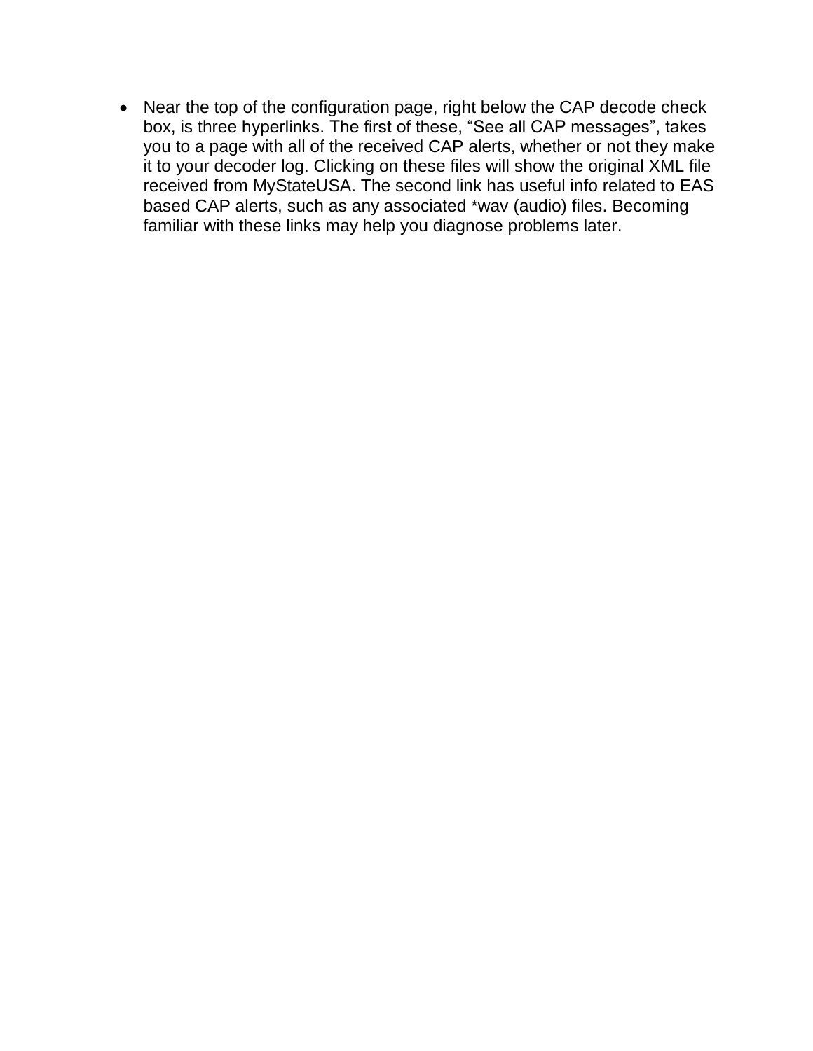- Near the top of the configuration page, right below the CAP decode check box, is three hyperlinks. The first of these, “See all CAP messages”, takes you to a page with all of the received CAP alerts, whether or not they make it to your decoder log. Clicking on these files will show the original XML file received from MyStateUSA. The second link has useful info related to EAS based CAP alerts, such as any associated *wav (audio) files. Becoming familiar with these links may help you diagnose problems later.